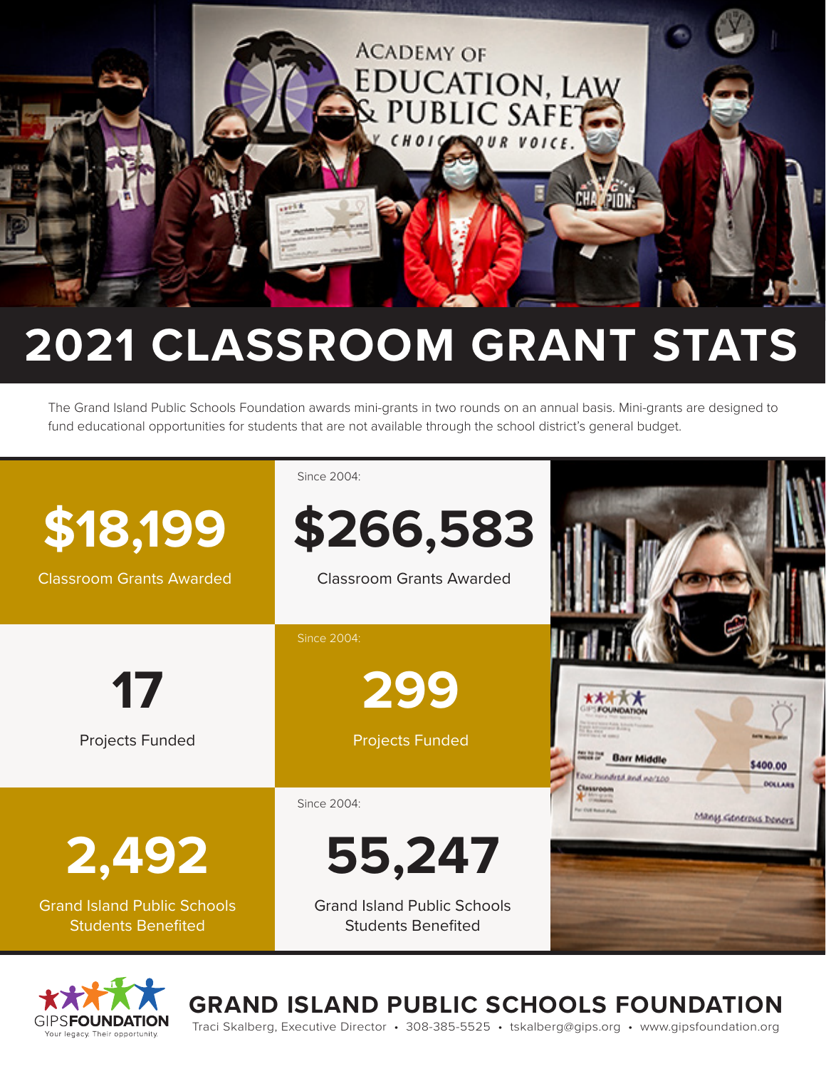# 2021 CLASSROOM GRANT STATS

The Grand Island Public Schools Foundation awards mini-grants in two rounds on an annual basis. Mini-grants are designed to fund educational opportunities for students that are not available through the school district's general budget.

**$18,199**
Classroom Grants Awarded

Since 2004:
**$266,583**
Classroom Grants Awarded

**17**
Projects Funded

Since 2004:
**299**
Projects Funded

**2,492**
Grand Island Public Schools Students Benefited

Since 2004:
**55,247**
Grand Island Public Schools Students Benefited

## GRAND ISLAND PUBLIC SCHOOLS FOUNDATION

Traci Skalberg, Executive Director • 308-385-5525 • tskalberg@gips.org • www.gipsfoundation.org

GIPSFOUNDATION
Your legacy. Their opportunity.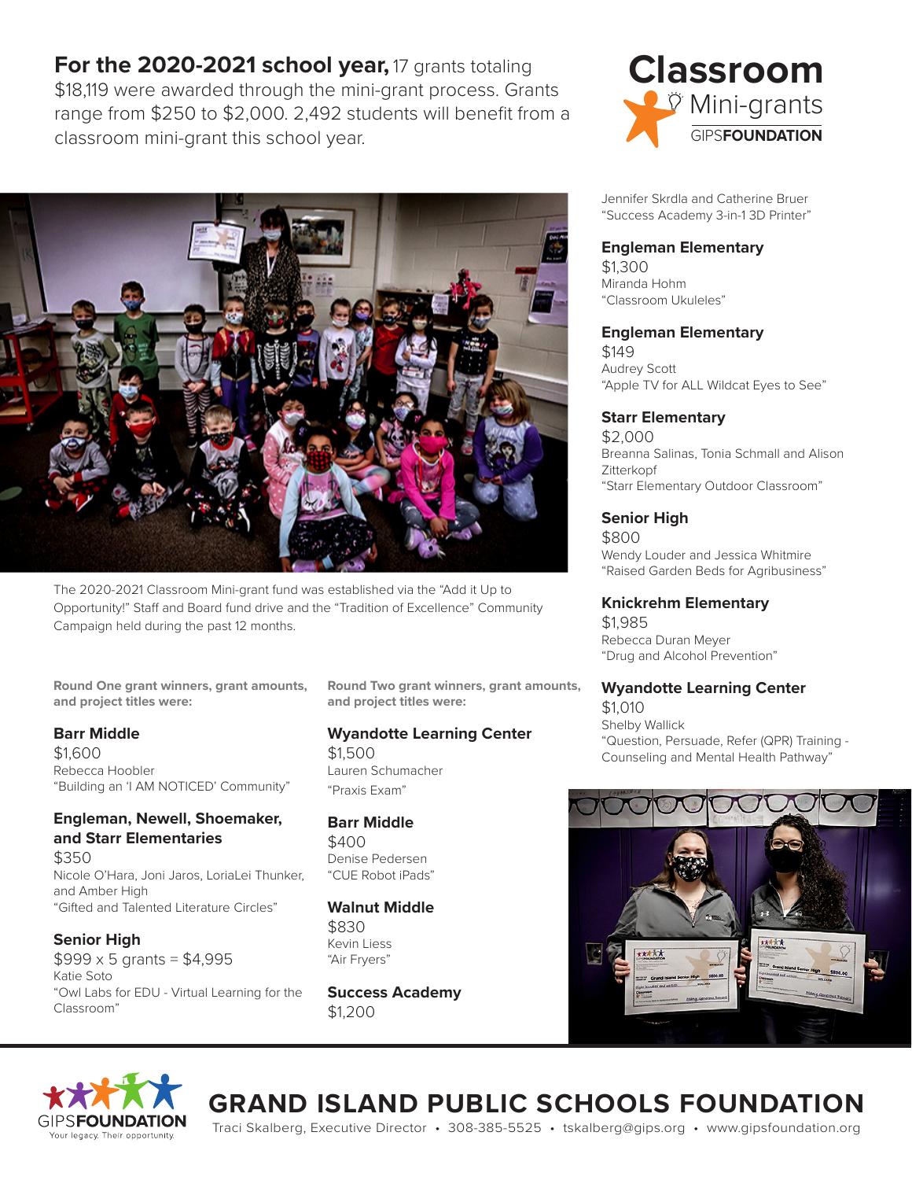**For the 2020-2021 school year,** 17 grants totaling $18,119 were awarded through the mini-grant process. Grants range from $250 to $2,000. 2,492 students will benefit from a classroom mini-grant this school year.

# Classroom Mini-grants

GIPS**FOUNDATION**

The 2020-2021 Classroom Mini-grant fund was established via the "Add it Up to Opportunity!" Staff and Board fund drive and the "Tradition of Excellence" Community Campaign held during the past 12 months.

**Round One grant winners, grant amounts, and project titles were:**

### Barr Middle
$1,600
Rebecca Hoobler
"Building an 'I AM NOTICED' Community"

### Engleman, Newell, Shoemaker, and Starr Elementaries
$350
Nicole O'Hara, Joni Jaros, LoriaLei Thunker, and Amber High
"Gifted and Talented Literature Circles"

### Senior High
$999 x 5 grants = $4,995
Katie Soto
"Owl Labs for EDU - Virtual Learning for the Classroom"

**Round Two grant winners, grant amounts, and project titles were:**

### Wyandotte Learning Center
$1,500
Lauren Schumacher
"Praxis Exam"

### Barr Middle
$400
Denise Pedersen
"CUE Robot iPads"

### Walnut Middle
$830
Kevin Liess
"Air Fryers"

### Success Academy
$1,200
Jennifer Skrdla and Catherine Bruer
"Success Academy 3-in-1 3D Printer"

### Engleman Elementary
$1,300
Miranda Hohm
"Classroom Ukuleles"

### Engleman Elementary
$149
Audrey Scott
"Apple TV for ALL Wildcat Eyes to See"

### Starr Elementary
$2,000
Breanna Salinas, Tonia Schmall and Alison Zitterkopf
"Starr Elementary Outdoor Classroom"

### Senior High
$800
Wendy Louder and Jessica Whitmire
"Raised Garden Beds for Agribusiness"

### Knickrehm Elementary
$1,985
Rebecca Duran Meyer
"Drug and Alcohol Prevention"

### Wyandotte Learning Center
$1,010
Shelby Wallick
"Question, Persuade, Refer (QPR) Training - Counseling and Mental Health Pathway"

GIPS**FOUNDATION**
Your legacy. Their opportunity.

## GRAND ISLAND PUBLIC SCHOOLS FOUNDATION

Traci Skalberg, Executive Director • 308-385-5525 • tskalberg@gips.org • www.gipsfoundation.org